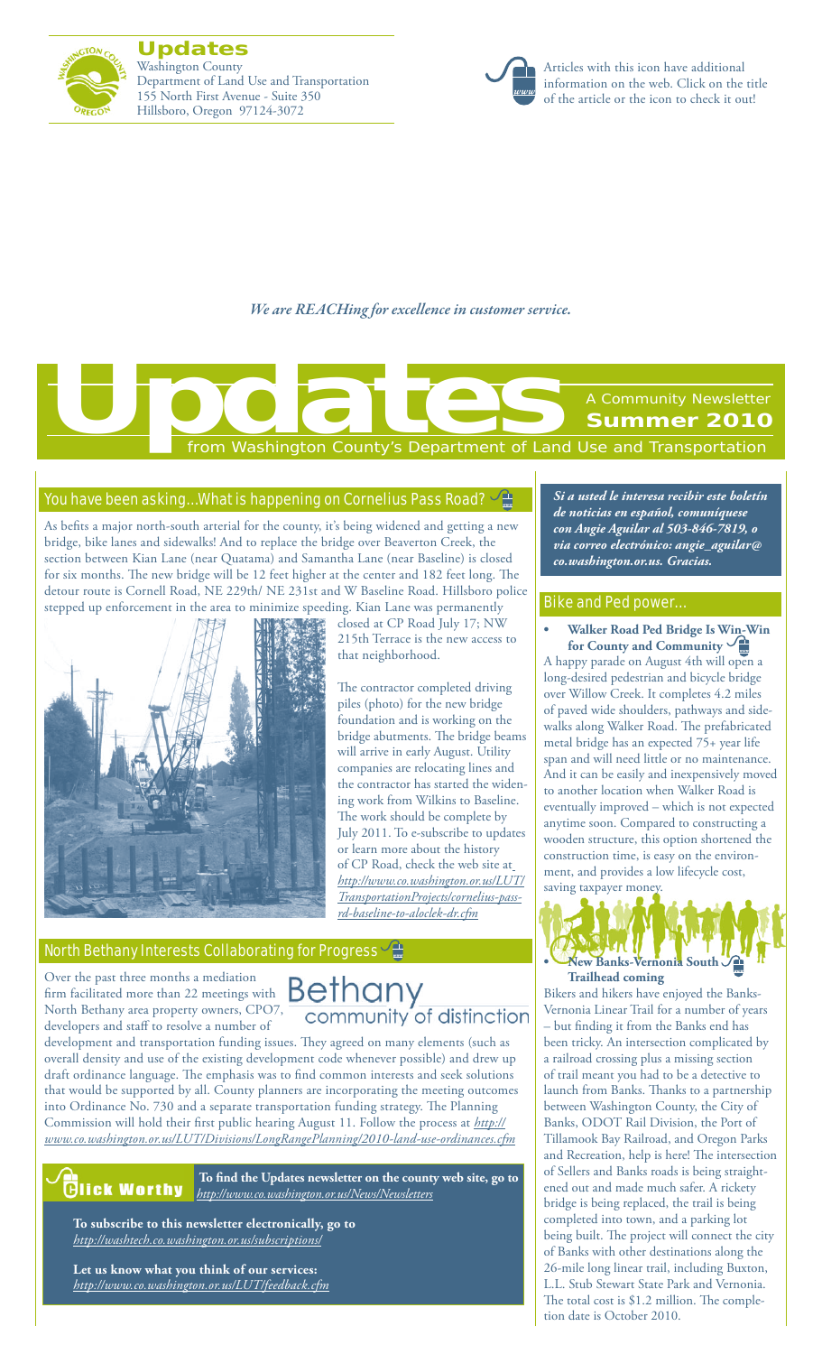**Updates**
Washington County
Department of Land Use and Transportation
155 North First Avenue - Suite 350
Hillsboro, Oregon 97124-3072

Articles with this icon have additional information on the web. Click on the title of the article or the icon to check it out!

*We are REACHing for excellence in customer service.*

# Updates

A Community Newsletter
**Summer 2010**
from Washington County's Department of Land Use and Transportation

## You have been asking...What is happening on Cornelius Pass Road?

As befits a major north-south arterial for the county, it's being widened and getting a new bridge, bike lanes and sidewalks! And to replace the bridge over Beaverton Creek, the section between Kian Lane (near Quatama) and Samantha Lane (near Baseline) is closed for six months. The new bridge will be 12 feet higher at the center and 182 feet long. The detour route is Cornell Road, NE 229th/ NE 231st and W Baseline Road. Hillsboro police stepped up enforcement in the area to minimize speeding. Kian Lane was permanently closed at CP Road July 17; NW 215th Terrace is the new access to that neighborhood.

The contractor completed driving piles (photo) for the new bridge foundation and is working on the bridge abutments. The bridge beams will arrive in early August. Utility companies are relocating lines and the contractor has started the widening work from Wilkins to Baseline. The work should be complete by July 2011. To e-subscribe to updates or learn more about the history of CP Road, check the web site at *http://www.co.washington.or.us/LUT/TransportationProjects/cornelius-pass-rd-baseline-to-aloclek-dr.cfm*

## North Bethany Interests Collaborating for Progress

Bethany
community of distinction

Over the past three months a mediation firm facilitated more than 22 meetings with North Bethany area property owners, CPO7, developers and staff to resolve a number of development and transportation funding issues. They agreed on many elements (such as overall density and use of the existing development code whenever possible) and drew up draft ordinance language. The emphasis was to find common interests and seek solutions that would be supported by all. County planners are incorporating the meeting outcomes into Ordinance No. 730 and a separate transportation funding strategy. The Planning Commission will hold their first public hearing August 11. Follow the process at *http://www.co.washington.or.us/LUT/Divisions/LongRangePlanning/2010-land-use-ordinances.cfm*

**Click Worthy**

**To find the Updates newsletter on the county web site, go to** *http://www.co.washington.or.us/News/Newsletters*

**To subscribe to this newsletter electronically, go to** *http://washtech.co.washington.or.us/subscriptions/*

**Let us know what you think of our services:** *http://www.co.washington.or.us/LUT/feedback.cfm*

***Si a usted le interesa recibir este boletín de noticias en español, comuníquese con Angie Aguilar al 503-846-7819, o via correo electrónico: angie_aguilar@co.washington.or.us. Gracias.***

## Bike and Ped power...

- **Walker Road Ped Bridge Is Win-Win for County and Community**

A happy parade on August 4th will open a long-desired pedestrian and bicycle bridge over Willow Creek. It completes 4.2 miles of paved wide shoulders, pathways and sidewalks along Walker Road. The prefabricated metal bridge has an expected 75+ year life span and will need little or no maintenance. And it can be easily and inexpensively moved to another location when Walker Road is eventually improved – which is not expected anytime soon. Compared to constructing a wooden structure, this option shortened the construction time, is easy on the environment, and provides a low lifecycle cost, saving taxpayer money.

- **New Banks-Vernonia South Trailhead coming**

Bikers and hikers have enjoyed the Banks-Vernonia Linear Trail for a number of years – but finding it from the Banks end has been tricky. An intersection complicated by a railroad crossing plus a missing section of trail meant you had to be a detective to launch from Banks. Thanks to a partnership between Washington County, the City of Banks, ODOT Rail Division, the Port of Tillamook Bay Railroad, and Oregon Parks and Recreation, help is here! The intersection of Sellers and Banks roads is being straightened out and made much safer. A rickety bridge is being replaced, the trail is being completed into town, and a parking lot being built. The project will connect the city of Banks with other destinations along the 26-mile long linear trail, including Buxton, L.L. Stub Stewart State Park and Vernonia. The total cost is $1.2 million. The completion date is October 2010.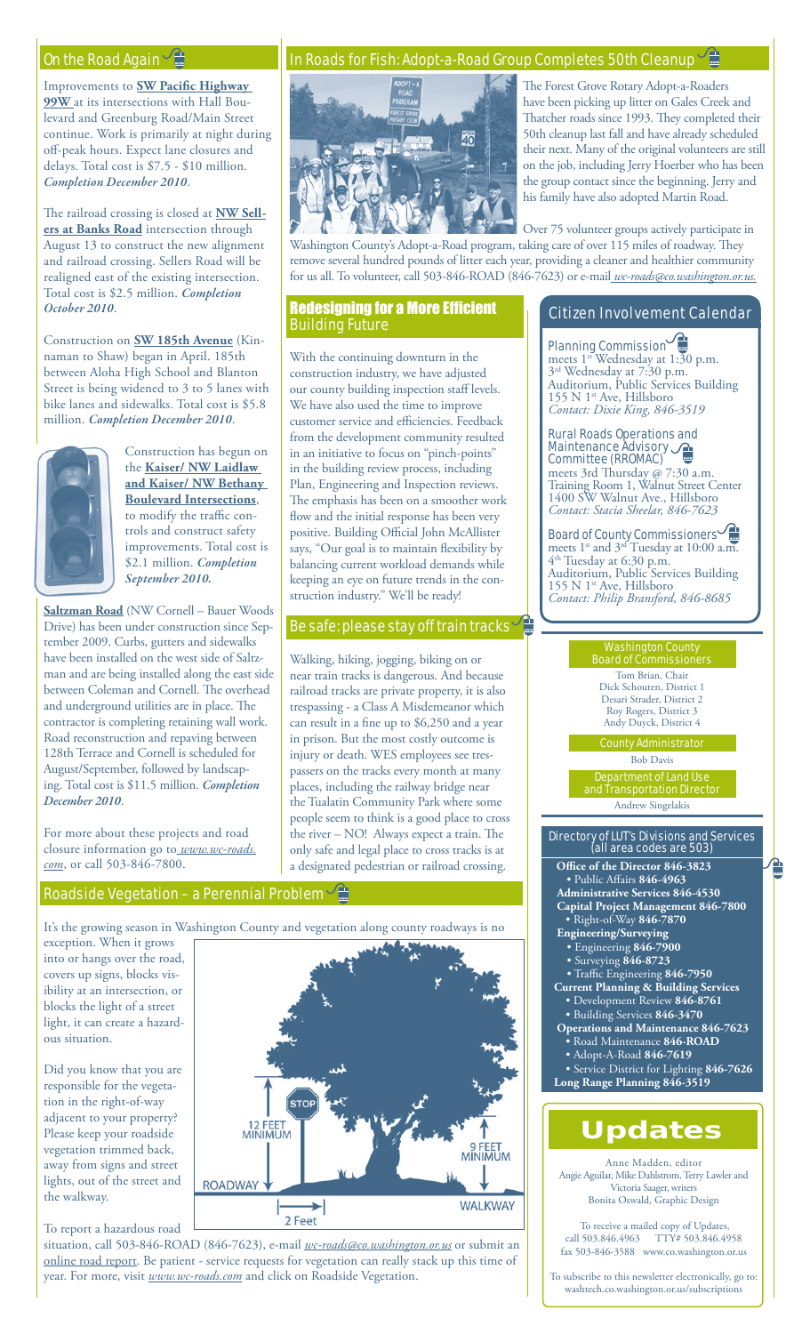## On the Road Again

Improvements to **SW Pacific Highway 99W** at its intersections with Hall Boulevard and Greenburg Road/Main Street continue. Work is primarily at night during off-peak hours. Expect lane closures and delays. Total cost is $7.5 - $10 million. ***Completion December 2010***.

The railroad crossing is closed at **NW Sellers at Banks Road** intersection through August 13 to construct the new alignment and railroad crossing. Sellers Road will be realigned east of the existing intersection. Total cost is $2.5 million. ***Completion October 2010***.

Construction on **SW 185th Avenue** (Kinnaman to Shaw) began in April. 185th between Aloha High School and Blanton Street is being widened to 3 to 5 lanes with bike lanes and sidewalks. Total cost is $5.8 million. ***Completion December 2010***.

Construction has begun on the **Kaiser/ NW Laidlaw and Kaiser/ NW Bethany Boulevard Intersections**, to modify the traffic controls and construct safety improvements. Total cost is $2.1 million. ***Completion September 2010.***

**Saltzman Road** (NW Cornell – Bauer Woods Drive) has been under construction since September 2009. Curbs, gutters and sidewalks have been installed on the west side of Saltzman and are being installed along the east side between Coleman and Cornell. The overhead and underground utilities are in place. The contractor is completing retaining wall work. Road reconstruction and repaving between 128th Terrace and Cornell is scheduled for August/September, followed by landscaping. Total cost is $11.5 million. ***Completion December 2010***.

For more about these projects and road closure information go to *www.wc-roads.com*, or call 503-846-7800.

## In Roads for Fish: Adopt-a-Road Group Completes 50th Cleanup

The Forest Grove Rotary Adopt-a-Roaders have been picking up litter on Gales Creek and Thatcher roads since 1993. They completed their 50th cleanup last fall and have already scheduled their next. Many of the original volunteers are still on the job, including Jerry Hoerber who has been the group contact since the beginning. Jerry and his family have also adopted Martin Road.

Over 75 volunteer groups actively participate in Washington County's Adopt-a-Road program, taking care of over 115 miles of roadway. They remove several hundred pounds of litter each year, providing a cleaner and healthier community for us all. To volunteer, call 503-846-ROAD (846-7623) or e-mail *wc-roads@co.washington.or.us.*

## Redesigning for a More Efficient Building Future

With the continuing downturn in the construction industry, we have adjusted our county building inspection staff levels. We have also used the time to improve customer service and efficiencies. Feedback from the development community resulted in an initiative to focus on "pinch-points" in the building review process, including Plan, Engineering and Inspection reviews. The emphasis has been on a smoother work flow and the initial response has been very positive. Building Official John McAllister says, "Our goal is to maintain flexibility by balancing current workload demands while keeping an eye on future trends in the construction industry." We'll be ready!

## Be safe: please stay off train tracks

Walking, hiking, jogging, biking on or near train tracks is dangerous. And because railroad tracks are private property, it is also trespassing - a Class A Misdemeanor which can result in a fine up to $6,250 and a year in prison. But the most costly outcome is injury or death. WES employees see trespassers on the tracks every month at many places, including the railway bridge near the Tualatin Community Park where some people seem to think is a good place to cross the river – NO! Always expect a train. The only safe and legal place to cross tracks is at a designated pedestrian or railroad crossing.

## Citizen Involvement Calendar

**Planning Commission**
meets 1st Wednesday at 1:30 p.m.
3rd Wednesday at 7:30 p.m.
Auditorium, Public Services Building
155 N 1st Ave, Hillsboro
*Contact: Dixie King, 846-3519*

**Rural Roads Operations and Maintenance Advisory Committee (RROMAC)**
meets 3rd Thursday @ 7:30 a.m.
Training Room 1, Walnut Street Center
1400 SW Walnut Ave., Hillsboro
*Contact: Stacia Sheelar, 846-7623*

**Board of County Commissioners**
meets 1st and 3rd Tuesday at 10:00 a.m.
4th Tuesday at 6:30 p.m.
Auditorium, Public Services Building
155 N 1st Ave, Hillsboro
*Contact: Philip Bransford, 846-8685*

### Washington County Board of Commissioners

Tom Brian, Chair
Dick Schouten, District 1
Desari Strader, District 2
Roy Rogers, District 3
Andy Duyck, District 4

### County Administrator

Bob Davis

### Department of Land Use and Transportation Director

Andrew Singelakis

### Directory of LUT's Divisions and Services (all area codes are 503)

**Office of the Director 846-3823**
- Public Affairs **846-4963**

**Administrative Services 846-4530**

**Capital Project Management 846-7800**
- Right-of-Way **846-7870**

**Engineering/Surveying**
- Engineering **846-7900**
- Surveying **846-8723**
- Traffic Engineering **846-7950**

**Current Planning & Building Services**
- Development Review **846-8761**
- Building Services **846-3470**

**Operations and Maintenance 846-7623**
- Road Maintenance **846-ROAD**
- Adopt-A-Road **846-7619**
- Service District for Lighting **846-7626**

**Long Range Planning 846-3519**

## Roadside Vegetation – a Perennial Problem

It's the growing season in Washington County and vegetation along county roadways is no exception. When it grows into or hangs over the road, covers up signs, blocks visibility at an intersection, or blocks the light of a street light, it can create a hazardous situation.

Did you know that you are responsible for the vegetation in the right-of-way adjacent to your property? Please keep your roadside vegetation trimmed back, away from signs and street lights, out of the street and the walkway.

STOP
12 FEET MINIMUM
ROADWAY
9 FEET MINIMUM
WALKWAY
2 Feet

To report a hazardous road situation, call 503-846-ROAD (846-7623), e-mail *wc-roads@co.washington.or.us* or submit an online road report. Be patient - service requests for vegetation can really stack up this time of year. For more, visit *www.wc-roads.com* and click on Roadside Vegetation.

# Updates

Anne Madden, editor
Angie Aguilar, Mike Dahlstrom, Terry Lawler and Victoria Saager, writers
Bonita Oswald, Graphic Design

To receive a mailed copy of Updates, call 503.846.4963 TTY# 503.846.4958 fax 503-846-3588 www.co.washington.or.us

To subscribe to this newsletter electronically, go to: washtech.co.washington.or.us/subscriptions